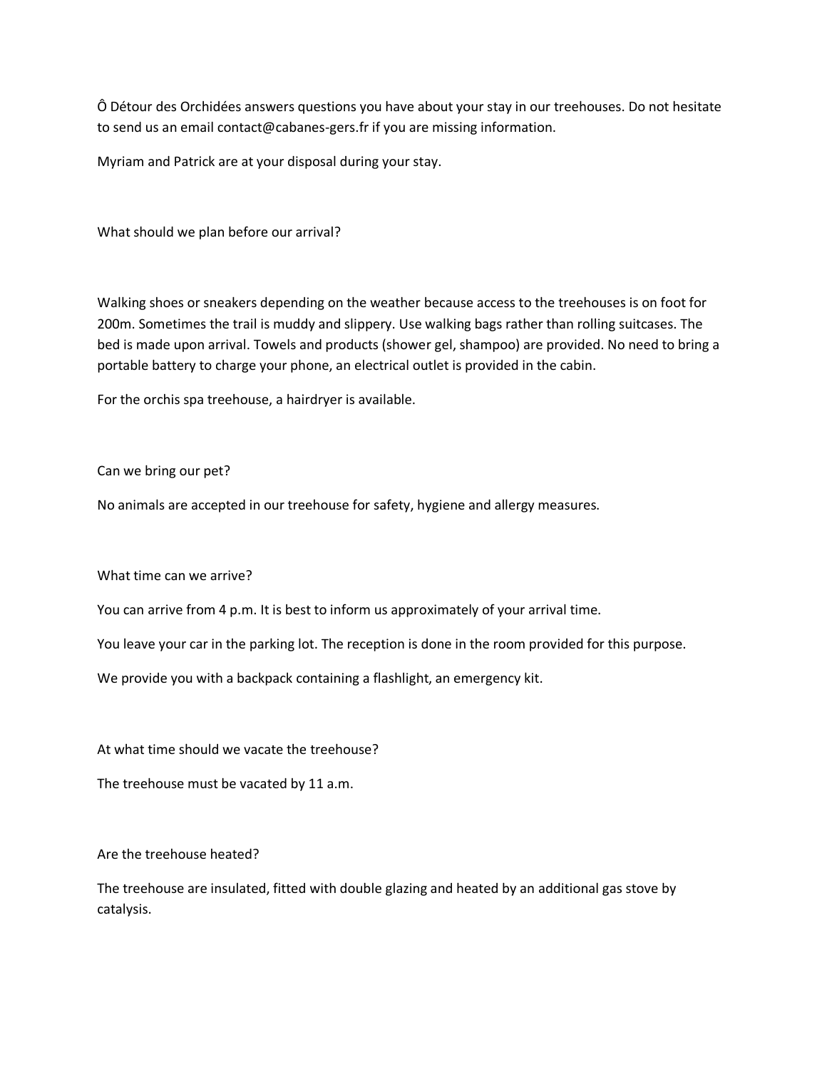Ô Détour des Orchidées answers questions you have about your stay in our treehouses. Do not hesitate to send us an email contact@cabanes-gers.fr if you are missing information.

Myriam and Patrick are at your disposal during your stay.

## What should we plan before our arrival?

Walking shoes or sneakers depending on the weather because access to the treehouses is on foot for 200m. Sometimes the trail is muddy and slippery. Use walking bags rather than rolling suitcases. The bed is made upon arrival. Towels and products (shower gel, shampoo) are provided. No need to bring a portable battery to charge your phone, an electrical outlet is provided in the cabin.

For the orchis spa treehouse, a hairdryer is available.

## Can we bring our pet?

No animals are accepted in our treehouse for safety, hygiene and allergy measures.

## What time can we arrive?

You can arrive from 4 p.m. It is best to inform us approximately of your arrival time.

You leave your car in the parking lot. The reception is done in the room provided for this purpose.

We provide you with a backpack containing a flashlight, an emergency kit.

## At what time should we vacate the treehouse?

The treehouse must be vacated by 11 a.m.

## Are the treehouse heated?

The treehouse are insulated, fitted with double glazing and heated by an additional gas stove by catalysis.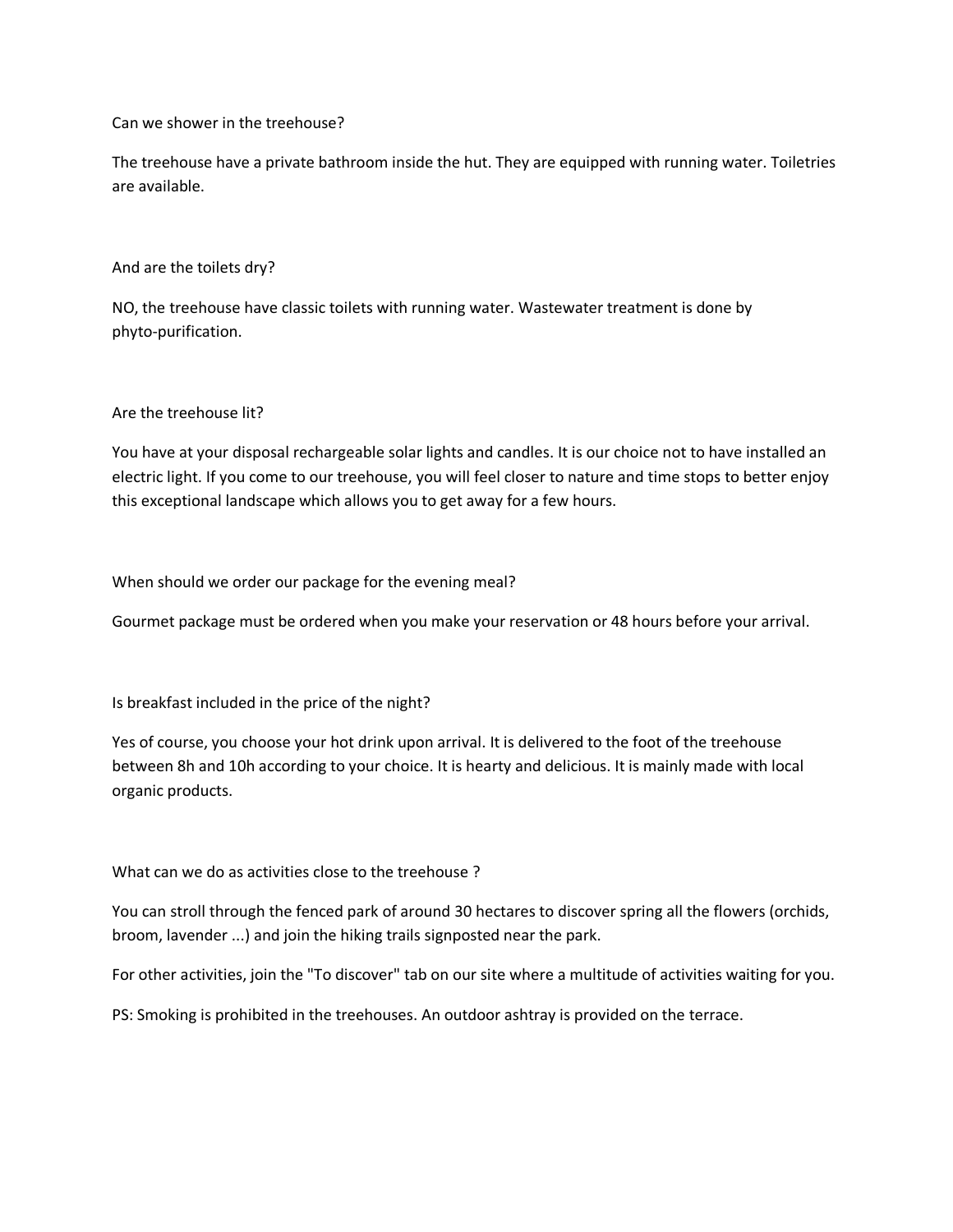Can we shower in the treehouse?

The treehouse have a private bathroom inside the hut. They are equipped with running water. Toiletries are available.

And are the toilets dry?

NO, the treehouse have classic toilets with running water. Wastewater treatment is done by phyto-purification.

Are the treehouse lit?

You have at your disposal rechargeable solar lights and candles. It is our choice not to have installed an electric light. If you come to our treehouse, you will feel closer to nature and time stops to better enjoy this exceptional landscape which allows you to get away for a few hours.

When should we order our package for the evening meal?

Gourmet package must be ordered when you make your reservation or 48 hours before your arrival.

Is breakfast included in the price of the night?

Yes of course, you choose your hot drink upon arrival. It is delivered to the foot of the treehouse between 8h and 10h according to your choice. It is hearty and delicious. It is mainly made with local organic products.

What can we do as activities close to the treehouse ?

You can stroll through the fenced park of around 30 hectares to discover spring all the flowers (orchids, broom, lavender ...) and join the hiking trails signposted near the park.

For other activities, join the "To discover" tab on our site where a multitude of activities waiting for you.

PS: Smoking is prohibited in the treehouses. An outdoor ashtray is provided on the terrace.